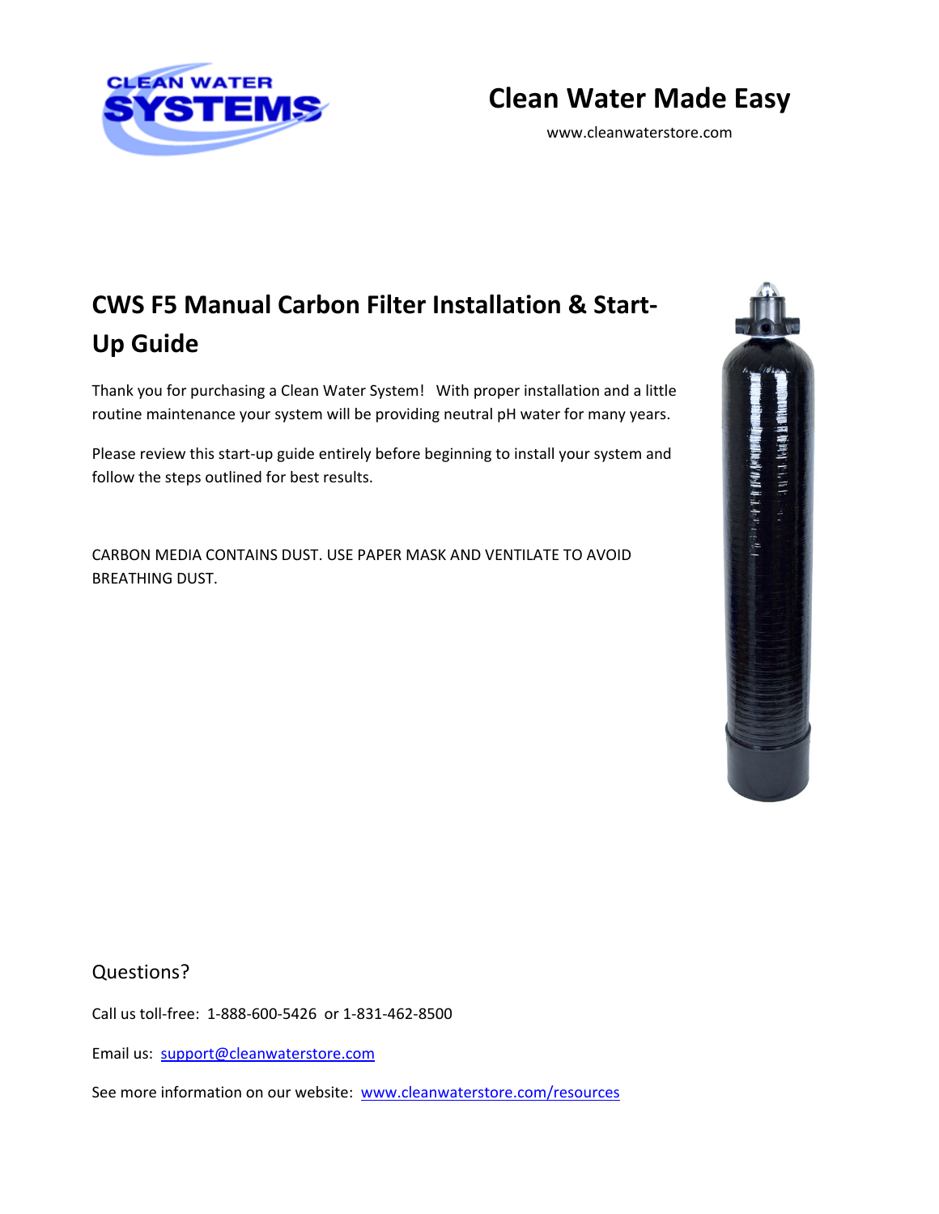Clean Water Made Easy

www.cleanwaterstore.com

# CWS F5 Manual Carbon Filter Installation & Start-Up Guide

Thank you for purchasing a Clean Water System! With proper installation and a little routine maintenance your system will be providing neutral pH water for many years.

Please review this start-up guide entirely before beginning to install your system and follow the steps outlined for best results.

CARBON MEDIA CONTAINS DUST. USE PAPER MASK AND VENTILATE TO AVOID BREATHING DUST.

## Questions?

Call us toll-free: 1-888-600-5426 or 1-831-462-8500

Email us: support@cleanwaterstore.com

See more information on our website: www.cleanwaterstore.com/resources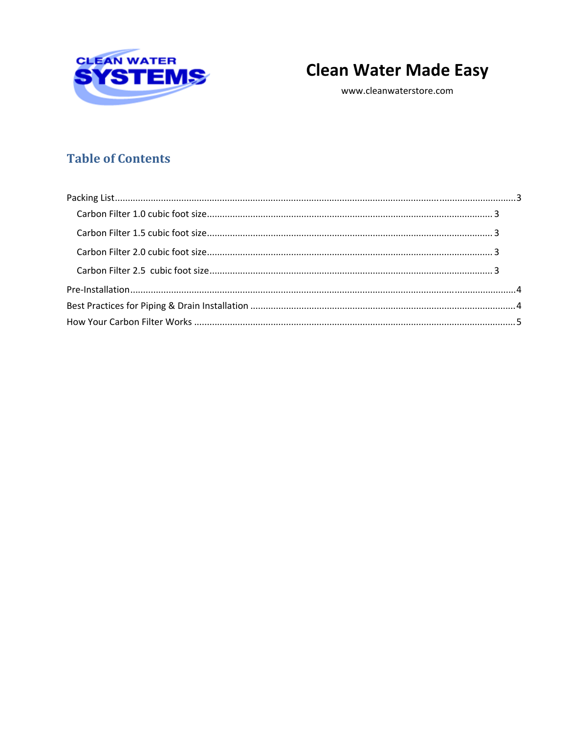CLEAN WATER SYSTEMS

# Clean Water Made Easy

www.cleanwaterstore.com

## Table of Contents

Packing List....................................................................................................................................3
- Carbon Filter 1.0 cubic foot size.......................................................................................... 3
- Carbon Filter 1.5 cubic foot size.......................................................................................... 3
- Carbon Filter 2.0 cubic foot size.......................................................................................... 3
- Carbon Filter 2.5 cubic foot size.......................................................................................... 3

Pre-Installation................................................................................................................................4

Best Practices for Piping & Drain Installation ................................................................................4

How Your Carbon Filter Works .......................................................................................................5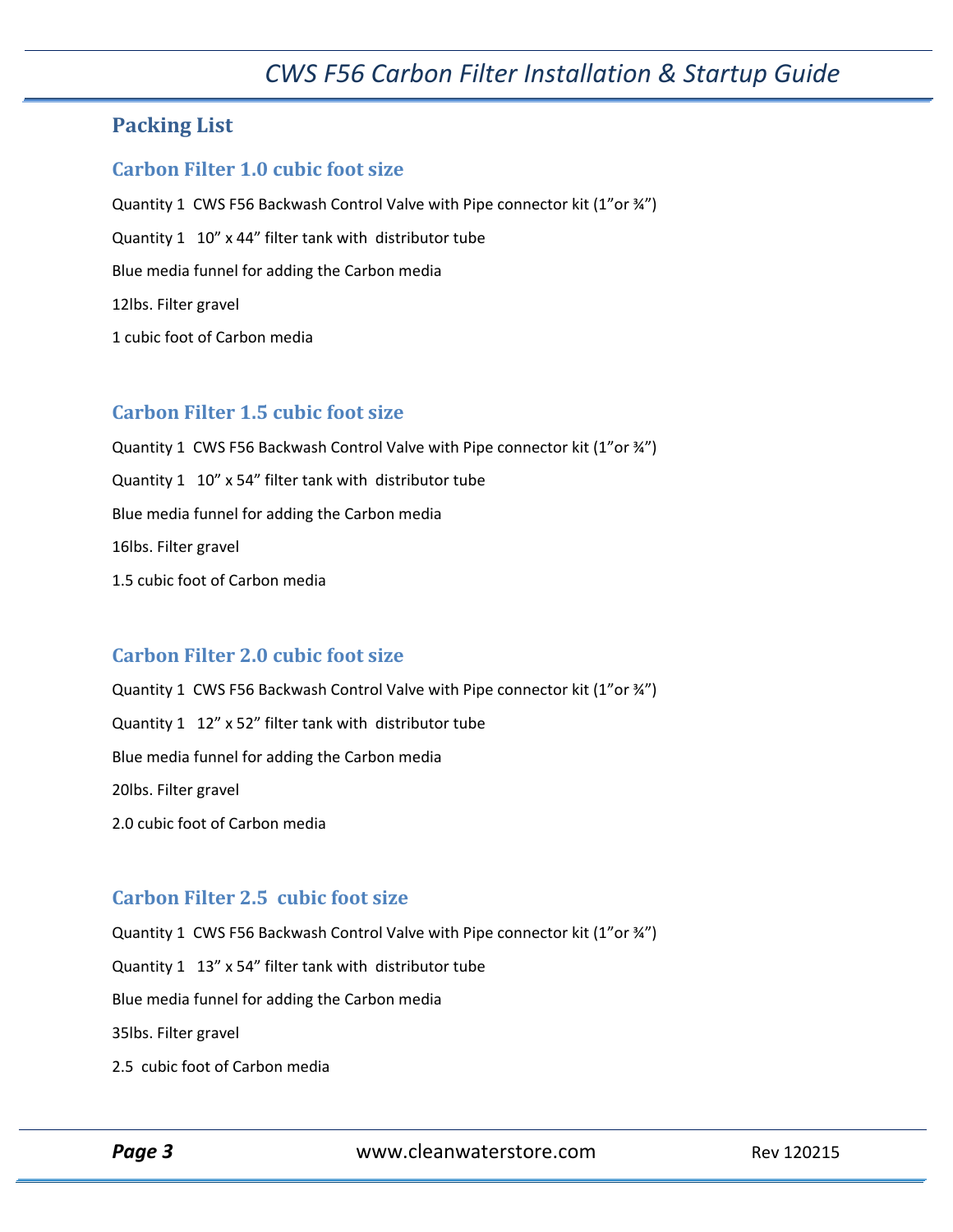## Packing List

### Carbon Filter 1.0 cubic foot size

Quantity 1 CWS F56 Backwash Control Valve with Pipe connector kit (1”or ¾”)

Quantity 1 10” x 44” filter tank with distributor tube

Blue media funnel for adding the Carbon media

12lbs. Filter gravel

1 cubic foot of Carbon media

### Carbon Filter 1.5 cubic foot size

Quantity 1 CWS F56 Backwash Control Valve with Pipe connector kit (1”or ¾”)

Quantity 1 10” x 54” filter tank with distributor tube

Blue media funnel for adding the Carbon media

16lbs. Filter gravel

1.5 cubic foot of Carbon media

### Carbon Filter 2.0 cubic foot size

Quantity 1 CWS F56 Backwash Control Valve with Pipe connector kit (1”or ¾”)

Quantity 1 12” x 52” filter tank with distributor tube

Blue media funnel for adding the Carbon media

20lbs. Filter gravel

2.0 cubic foot of Carbon media

### Carbon Filter 2.5 cubic foot size

Quantity 1 CWS F56 Backwash Control Valve with Pipe connector kit (1”or ¾”)

Quantity 1 13” x 54” filter tank with distributor tube

Blue media funnel for adding the Carbon media

35lbs. Filter gravel

2.5 cubic foot of Carbon media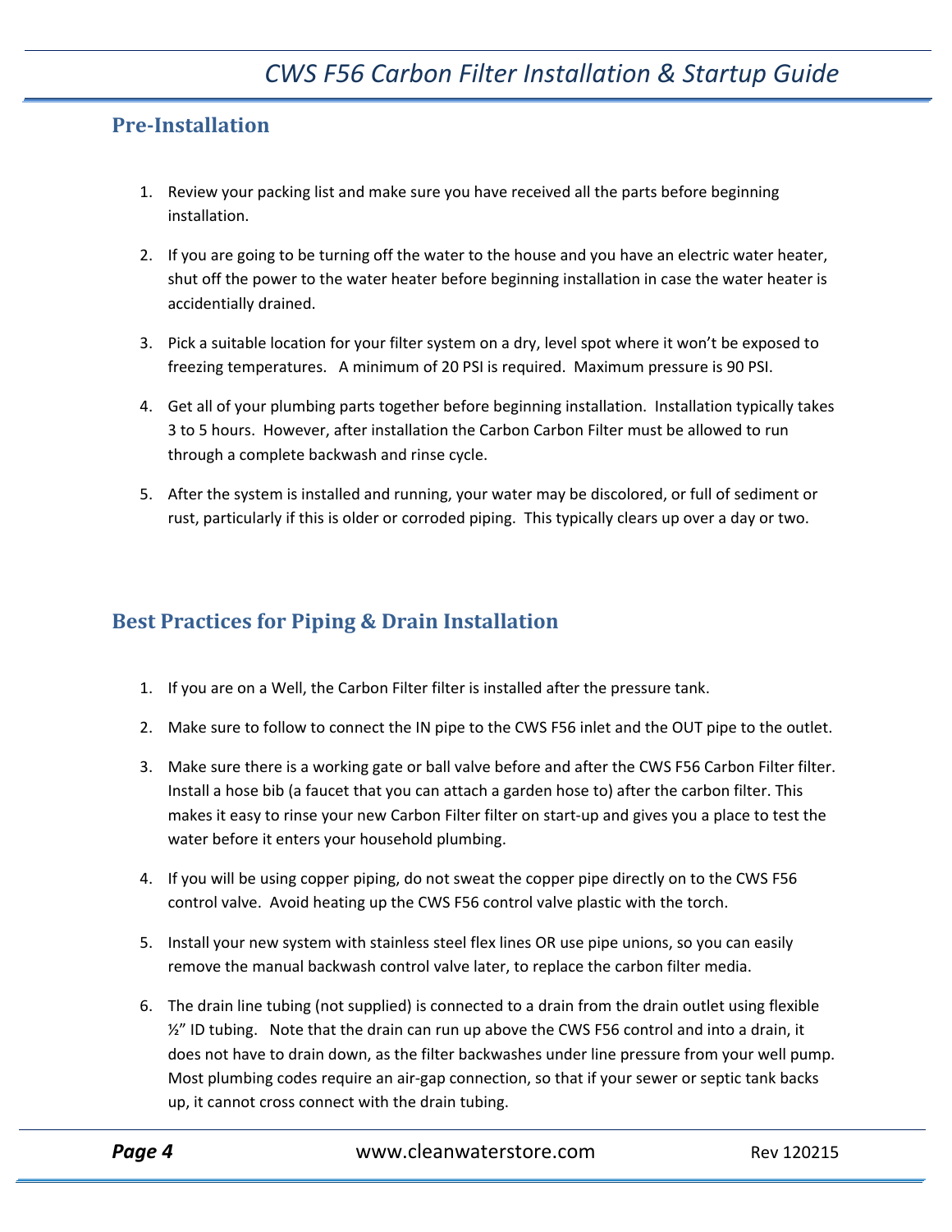## Pre-Installation

1. Review your packing list and make sure you have received all the parts before beginning installation.

2. If you are going to be turning off the water to the house and you have an electric water heater, shut off the power to the water heater before beginning installation in case the water heater is accidentially drained.

3. Pick a suitable location for your filter system on a dry, level spot where it won't be exposed to freezing temperatures. A minimum of 20 PSI is required. Maximum pressure is 90 PSI.

4. Get all of your plumbing parts together before beginning installation. Installation typically takes 3 to 5 hours. However, after installation the Carbon Carbon Filter must be allowed to run through a complete backwash and rinse cycle.

5. After the system is installed and running, your water may be discolored, or full of sediment or rust, particularly if this is older or corroded piping. This typically clears up over a day or two.

## Best Practices for Piping & Drain Installation

1. If you are on a Well, the Carbon Filter filter is installed after the pressure tank.

2. Make sure to follow to connect the IN pipe to the CWS F56 inlet and the OUT pipe to the outlet.

3. Make sure there is a working gate or ball valve before and after the CWS F56 Carbon Filter filter. Install a hose bib (a faucet that you can attach a garden hose to) after the carbon filter. This makes it easy to rinse your new Carbon Filter filter on start-up and gives you a place to test the water before it enters your household plumbing.

4. If you will be using copper piping, do not sweat the copper pipe directly on to the CWS F56 control valve. Avoid heating up the CWS F56 control valve plastic with the torch.

5. Install your new system with stainless steel flex lines OR use pipe unions, so you can easily remove the manual backwash control valve later, to replace the carbon filter media.

6. The drain line tubing (not supplied) is connected to a drain from the drain outlet using flexible ½" ID tubing. Note that the drain can run up above the CWS F56 control and into a drain, it does not have to drain down, as the filter backwashes under line pressure from your well pump. Most plumbing codes require an air-gap connection, so that if your sewer or septic tank backs up, it cannot cross connect with the drain tubing.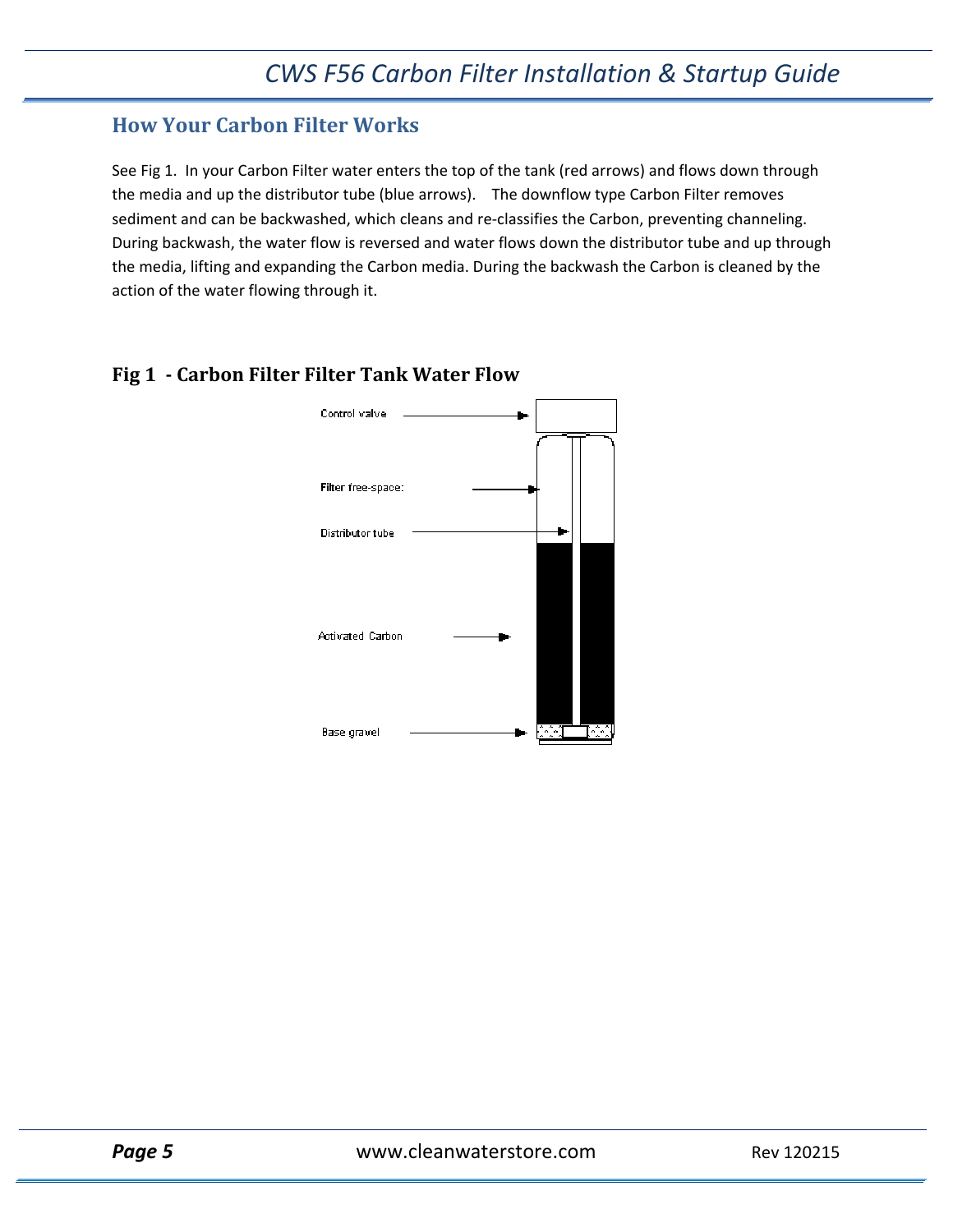## How Your Carbon Filter Works

See Fig 1. In your Carbon Filter water enters the top of the tank (red arrows) and flows down through the media and up the distributor tube (blue arrows). The downflow type Carbon Filter removes sediment and can be backwashed, which cleans and re-classifies the Carbon, preventing channeling. During backwash, the water flow is reversed and water flows down the distributor tube and up through the media, lifting and expanding the Carbon media. During the backwash the Carbon is cleaned by the action of the water flowing through it.

## Fig 1 - Carbon Filter Filter Tank Water Flow

Control valve

Filter free-space:

Distributor tube

Activated Carbon

Base gravel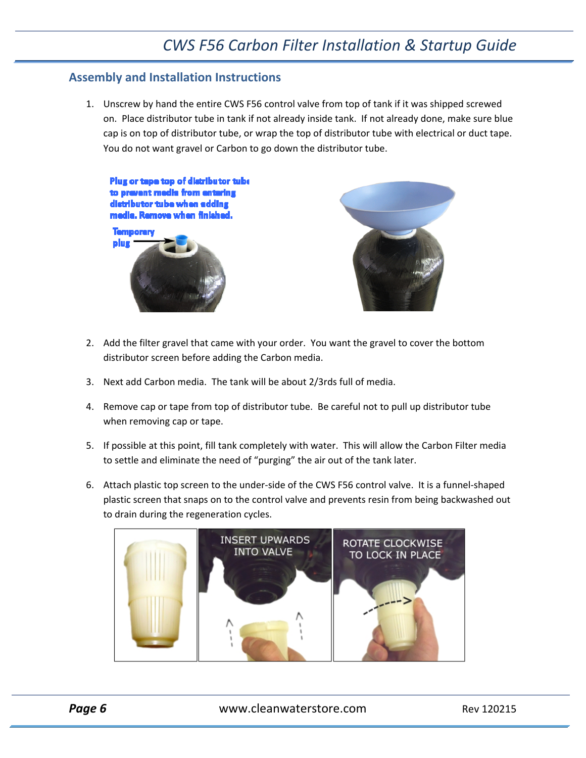## Assembly and Installation Instructions

1. Unscrew by hand the entire CWS F56 control valve from top of tank if it was shipped screwed on. Place distributor tube in tank if not already inside tank. If not already done, make sure blue cap is on top of distributor tube, or wrap the top of distributor tube with electrical or duct tape. You do not want gravel or Carbon to go down the distributor tube.

2. Add the filter gravel that came with your order. You want the gravel to cover the bottom distributor screen before adding the Carbon media.

3. Next add Carbon media. The tank will be about 2/3rds full of media.

4. Remove cap or tape from top of distributor tube. Be careful not to pull up distributor tube when removing cap or tape.

5. If possible at this point, fill tank completely with water. This will allow the Carbon Filter media to settle and eliminate the need of "purging" the air out of the tank later.

6. Attach plastic top screen to the under-side of the CWS F56 control valve. It is a funnel-shaped plastic screen that snaps on to the control valve and prevents resin from being backwashed out to drain during the regeneration cycles.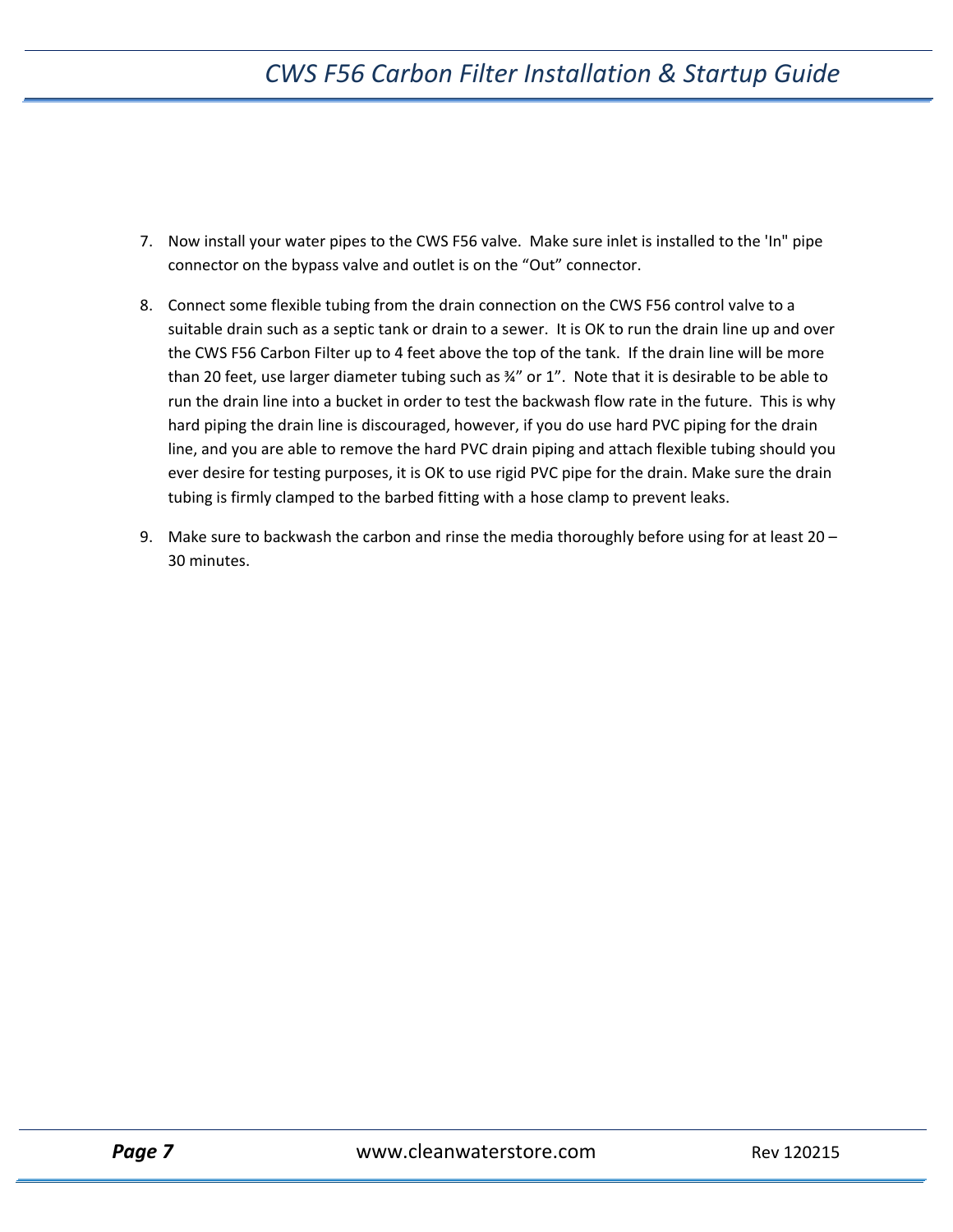7. Now install your water pipes to the CWS F56 valve. Make sure inlet is installed to the 'In" pipe connector on the bypass valve and outlet is on the “Out” connector.

8. Connect some flexible tubing from the drain connection on the CWS F56 control valve to a suitable drain such as a septic tank or drain to a sewer. It is OK to run the drain line up and over the CWS F56 Carbon Filter up to 4 feet above the top of the tank. If the drain line will be more than 20 feet, use larger diameter tubing such as ¾” or 1”. Note that it is desirable to be able to run the drain line into a bucket in order to test the backwash flow rate in the future. This is why hard piping the drain line is discouraged, however, if you do use hard PVC piping for the drain line, and you are able to remove the hard PVC drain piping and attach flexible tubing should you ever desire for testing purposes, it is OK to use rigid PVC pipe for the drain. Make sure the drain tubing is firmly clamped to the barbed fitting with a hose clamp to prevent leaks.

9. Make sure to backwash the carbon and rinse the media thoroughly before using for at least 20 – 30 minutes.